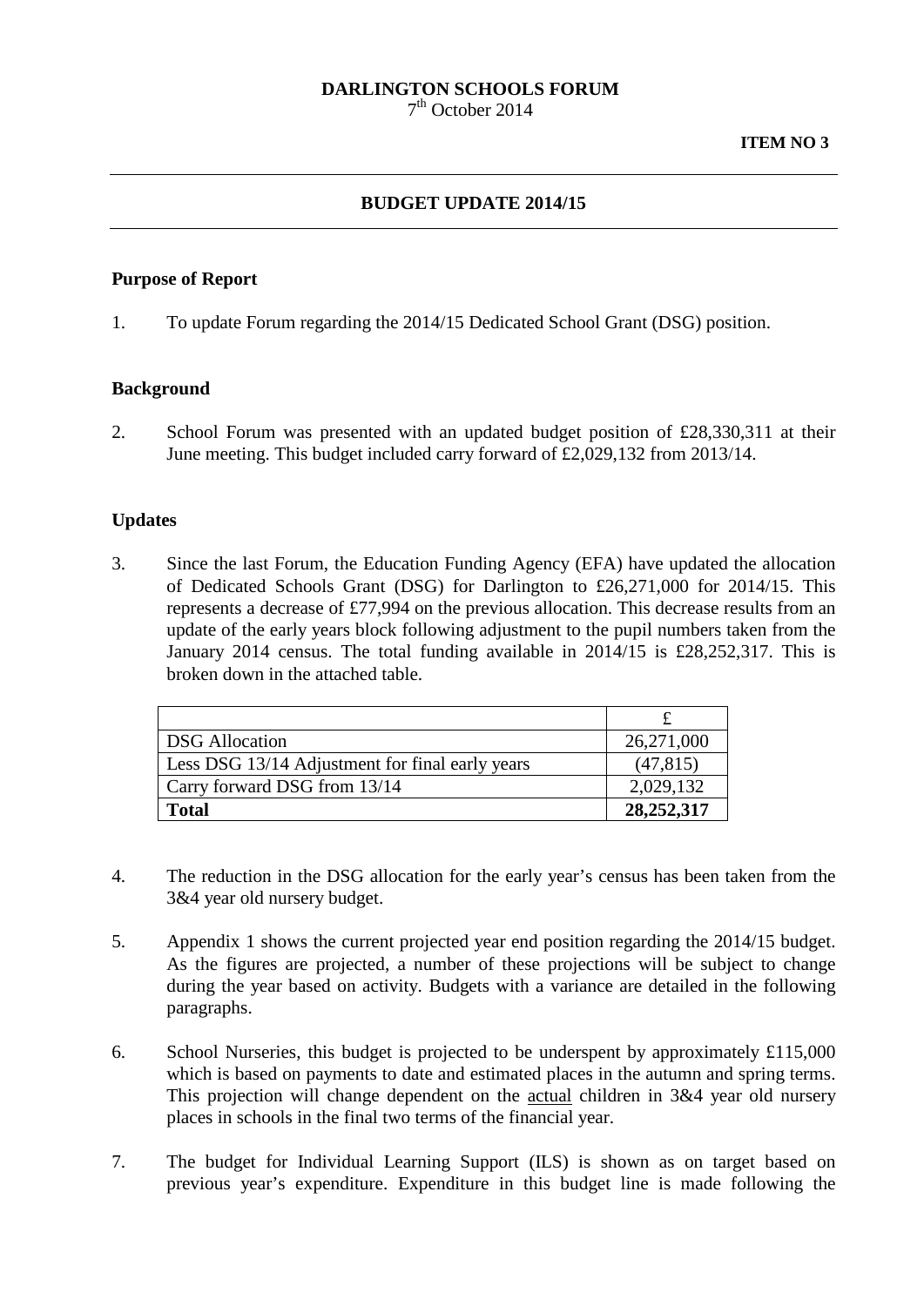**DARLINGTON SCHOOLS FORUM**
7th October 2014

**ITEM NO 3**

---

## BUDGET UPDATE 2014/15

---

### Purpose of Report

1. To update Forum regarding the 2014/15 Dedicated School Grant (DSG) position.

### Background

2. School Forum was presented with an updated budget position of £28,330,311 at their June meeting. This budget included carry forward of £2,029,132 from 2013/14.

### Updates

3. Since the last Forum, the Education Funding Agency (EFA) have updated the allocation of Dedicated Schools Grant (DSG) for Darlington to £26,271,000 for 2014/15. This represents a decrease of £77,994 on the previous allocation. This decrease results from an update of the early years block following adjustment to the pupil numbers taken from the January 2014 census. The total funding available in 2014/15 is £28,252,317. This is broken down in the attached table.

| | £ |
|---|---|
| DSG Allocation | 26,271,000 |
| Less DSG 13/14 Adjustment for final early years | (47,815) |
| Carry forward DSG from 13/14 | 2,029,132 |
| **Total** | **28,252,317** |

4. The reduction in the DSG allocation for the early year's census has been taken from the 3&4 year old nursery budget.

5. Appendix 1 shows the current projected year end position regarding the 2014/15 budget. As the figures are projected, a number of these projections will be subject to change during the year based on activity. Budgets with a variance are detailed in the following paragraphs.

6. School Nurseries, this budget is projected to be underspent by approximately £115,000 which is based on payments to date and estimated places in the autumn and spring terms. This projection will change dependent on the actual children in 3&4 year old nursery places in schools in the final two terms of the financial year.

7. The budget for Individual Learning Support (ILS) is shown as on target based on previous year's expenditure. Expenditure in this budget line is made following the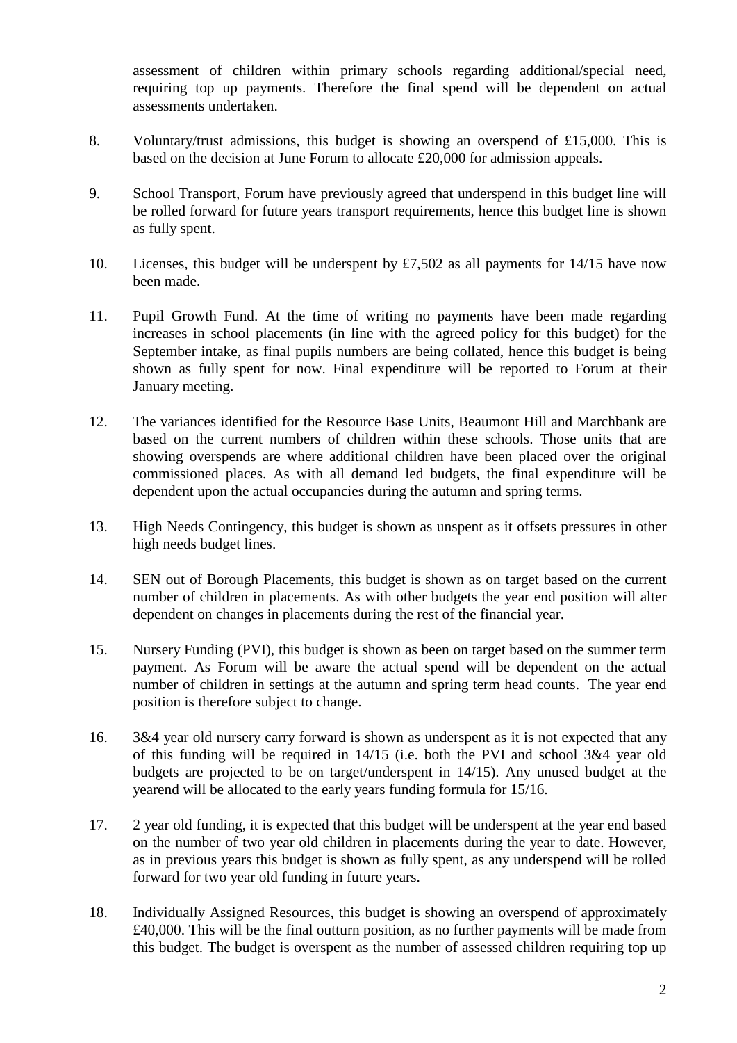assessment of children within primary schools regarding additional/special need, requiring top up payments. Therefore the final spend will be dependent on actual assessments undertaken.

8. Voluntary/trust admissions, this budget is showing an overspend of £15,000. This is based on the decision at June Forum to allocate £20,000 for admission appeals.

9. School Transport, Forum have previously agreed that underspend in this budget line will be rolled forward for future years transport requirements, hence this budget line is shown as fully spent.

10. Licenses, this budget will be underspent by £7,502 as all payments for 14/15 have now been made.

11. Pupil Growth Fund. At the time of writing no payments have been made regarding increases in school placements (in line with the agreed policy for this budget) for the September intake, as final pupils numbers are being collated, hence this budget is being shown as fully spent for now. Final expenditure will be reported to Forum at their January meeting.

12. The variances identified for the Resource Base Units, Beaumont Hill and Marchbank are based on the current numbers of children within these schools. Those units that are showing overspends are where additional children have been placed over the original commissioned places. As with all demand led budgets, the final expenditure will be dependent upon the actual occupancies during the autumn and spring terms.

13. High Needs Contingency, this budget is shown as unspent as it offsets pressures in other high needs budget lines.

14. SEN out of Borough Placements, this budget is shown as on target based on the current number of children in placements. As with other budgets the year end position will alter dependent on changes in placements during the rest of the financial year.

15. Nursery Funding (PVI), this budget is shown as been on target based on the summer term payment. As Forum will be aware the actual spend will be dependent on the actual number of children in settings at the autumn and spring term head counts. The year end position is therefore subject to change.

16. 3&4 year old nursery carry forward is shown as underspent as it is not expected that any of this funding will be required in 14/15 (i.e. both the PVI and school 3&4 year old budgets are projected to be on target/underspent in 14/15). Any unused budget at the yearend will be allocated to the early years funding formula for 15/16.

17. 2 year old funding, it is expected that this budget will be underspent at the year end based on the number of two year old children in placements during the year to date. However, as in previous years this budget is shown as fully spent, as any underspend will be rolled forward for two year old funding in future years.

18. Individually Assigned Resources, this budget is showing an overspend of approximately £40,000. This will be the final outturn position, as no further payments will be made from this budget. The budget is overspent as the number of assessed children requiring top up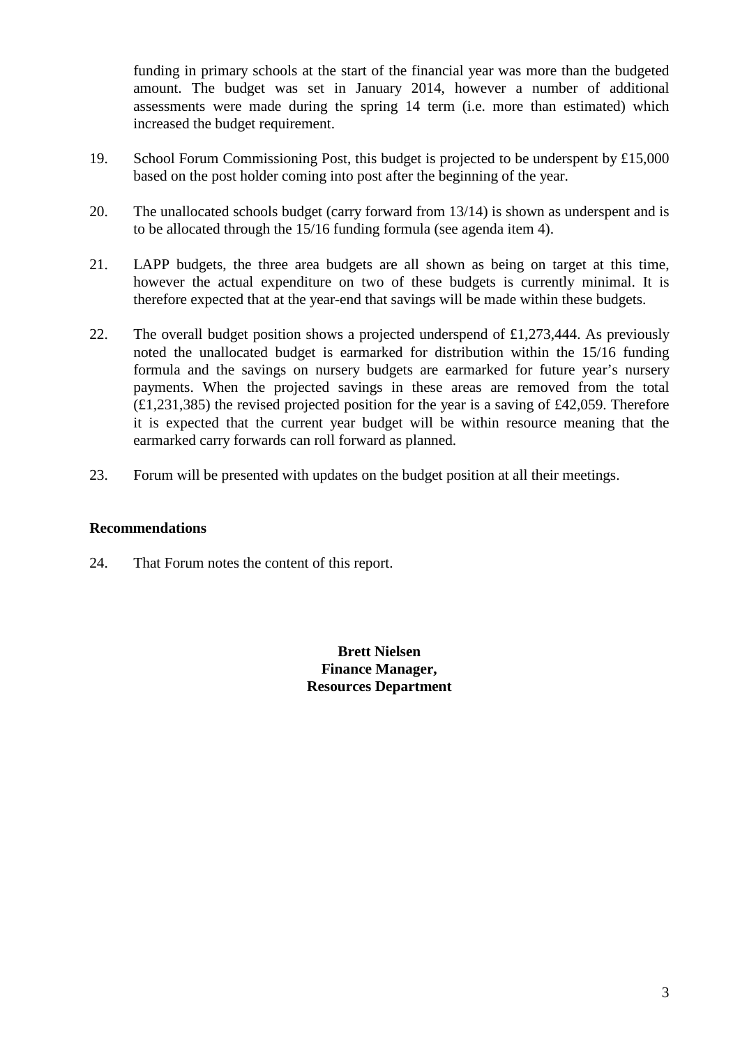funding in primary schools at the start of the financial year was more than the budgeted amount. The budget was set in January 2014, however a number of additional assessments were made during the spring 14 term (i.e. more than estimated) which increased the budget requirement.

19. School Forum Commissioning Post, this budget is projected to be underspent by £15,000 based on the post holder coming into post after the beginning of the year.

20. The unallocated schools budget (carry forward from 13/14) is shown as underspent and is to be allocated through the 15/16 funding formula (see agenda item 4).

21. LAPP budgets, the three area budgets are all shown as being on target at this time, however the actual expenditure on two of these budgets is currently minimal. It is therefore expected that at the year-end that savings will be made within these budgets.

22. The overall budget position shows a projected underspend of £1,273,444. As previously noted the unallocated budget is earmarked for distribution within the 15/16 funding formula and the savings on nursery budgets are earmarked for future year's nursery payments. When the projected savings in these areas are removed from the total (£1,231,385) the revised projected position for the year is a saving of £42,059. Therefore it is expected that the current year budget will be within resource meaning that the earmarked carry forwards can roll forward as planned.

23. Forum will be presented with updates on the budget position at all their meetings.

**Recommendations**

24. That Forum notes the content of this report.

**Brett Nielsen**
**Finance Manager,**
**Resources Department**